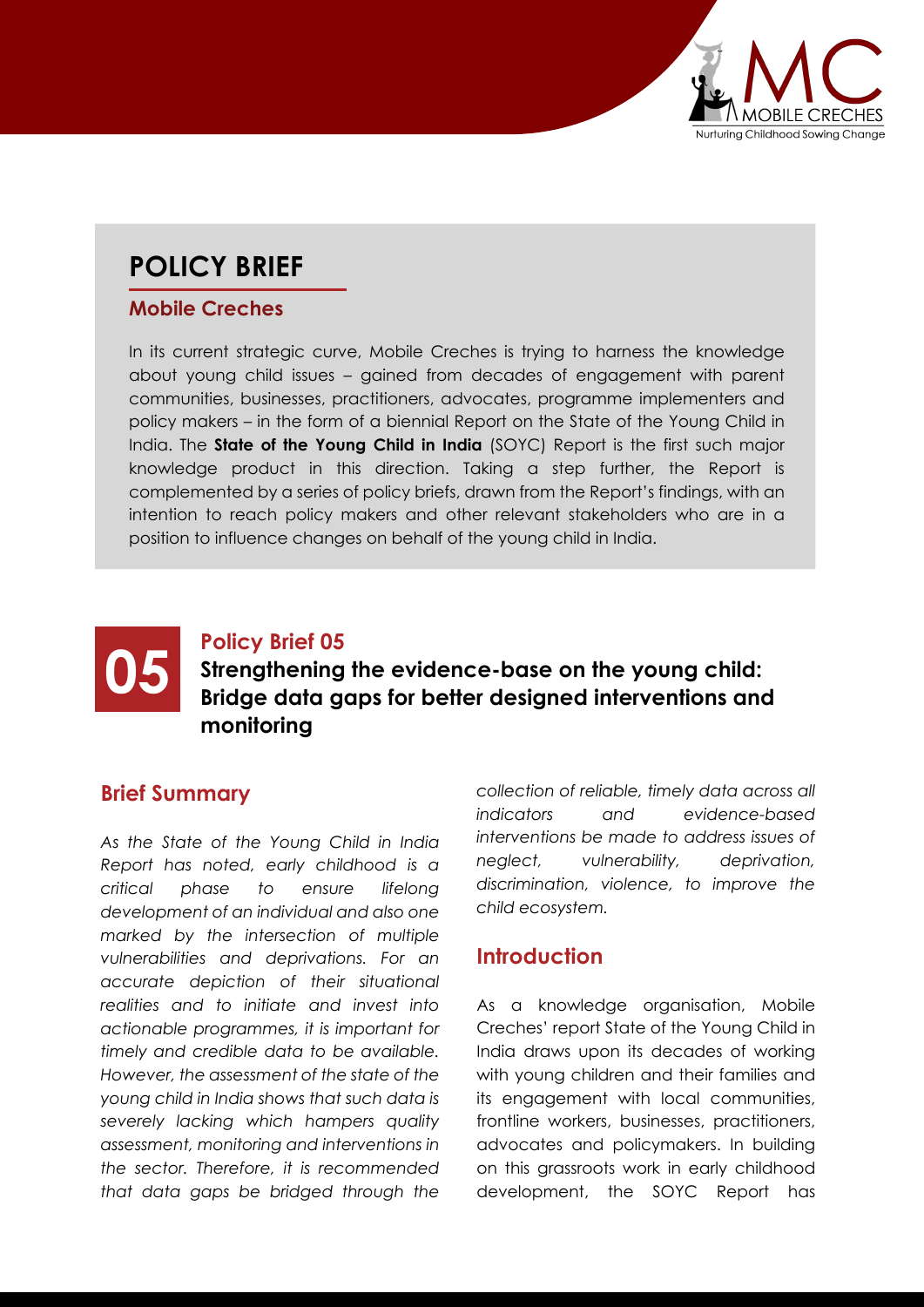# POLICY BRIEF

## Mobile Creches

In its current strategic curve, Mobile Creches is trying to harness the knowledge about young child issues – gained from decades of engagement with parent communities, businesses, practitioners, advocates, programme implementers and policy makers – in the form of a biennial Report on the State of the Young Child in India. The **State of the Young Child in India** (SOYC) Report is the first such major knowledge product in this direction. Taking a step further, the Report is complemented by a series of policy briefs, drawn from the Report's findings, with an intention to reach policy makers and other relevant stakeholders who are in a position to influence changes on behalf of the young child in India.

## 05 Policy Brief 05

# Strengthening the evidence-base on the young child: Bridge data gaps for better designed interventions and monitoring

## Brief Summary

*As the State of the Young Child in India Report has noted, early childhood is a critical phase to ensure lifelong development of an individual and also one marked by the intersection of multiple vulnerabilities and deprivations. For an accurate depiction of their situational realities and to initiate and invest into actionable programmes, it is important for timely and credible data to be available. However, the assessment of the state of the young child in India shows that such data is severely lacking which hampers quality assessment, monitoring and interventions in the sector. Therefore, it is recommended that data gaps be bridged through the collection of reliable, timely data across all indicators and evidence-based interventions be made to address issues of neglect, vulnerability, deprivation, discrimination, violence, to improve the child ecosystem.*

## Introduction

As a knowledge organisation, Mobile Creches' report State of the Young Child in India draws upon its decades of working with young children and their families and its engagement with local communities, frontline workers, businesses, practitioners, advocates and policymakers. In building on this grassroots work in early childhood development, the SOYC Report has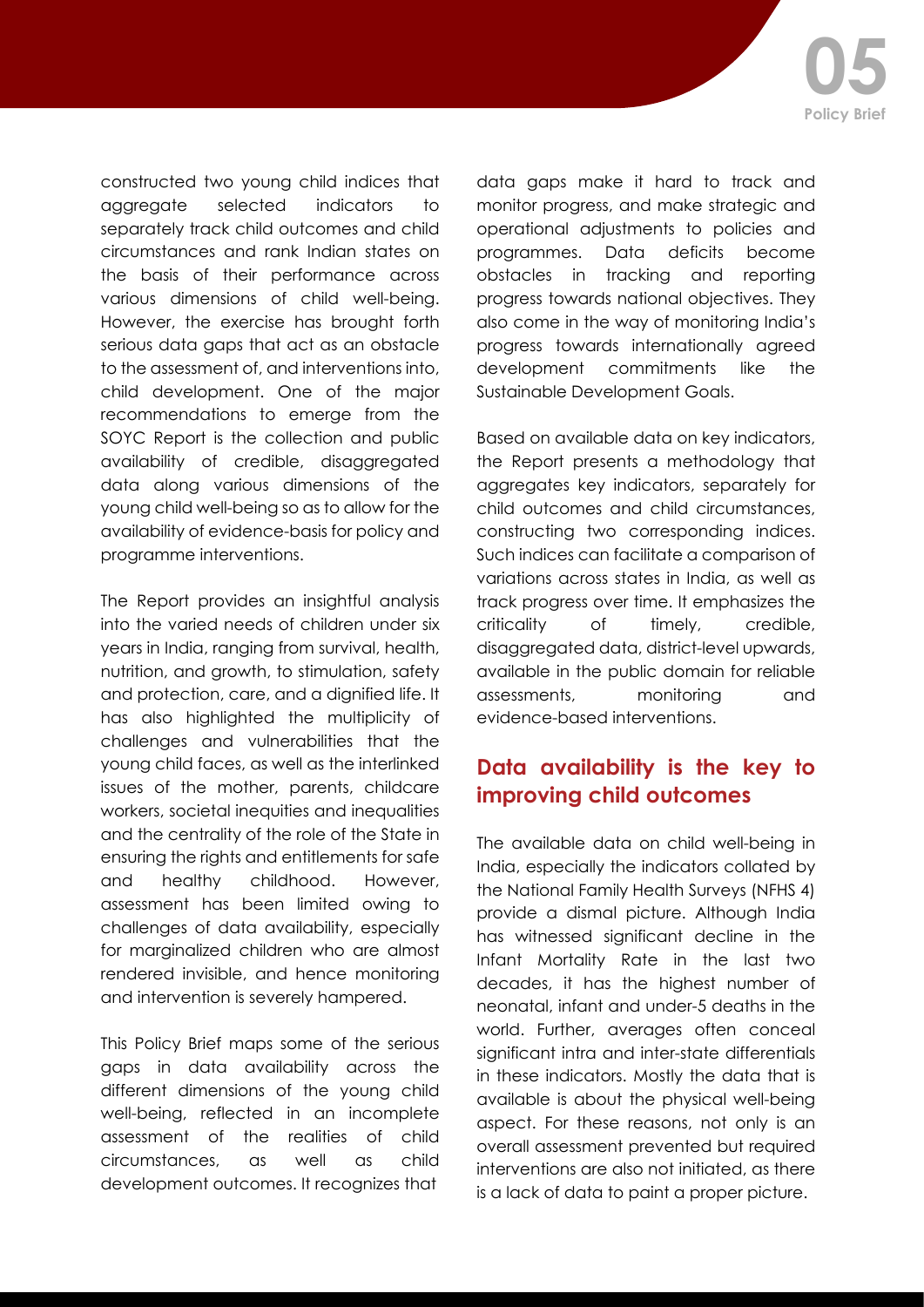constructed two young child indices that aggregate selected indicators to separately track child outcomes and child circumstances and rank Indian states on the basis of their performance across various dimensions of child well-being. However, the exercise has brought forth serious data gaps that act as an obstacle to the assessment of, and interventions into, child development. One of the major recommendations to emerge from the SOYC Report is the collection and public availability of credible, disaggregated data along various dimensions of the young child well-being so as to allow for the availability of evidence-basis for policy and programme interventions.

The Report provides an insightful analysis into the varied needs of children under six years in India, ranging from survival, health, nutrition, and growth, to stimulation, safety and protection, care, and a dignified life. It has also highlighted the multiplicity of challenges and vulnerabilities that the young child faces, as well as the interlinked issues of the mother, parents, childcare workers, societal inequities and inequalities and the centrality of the role of the State in ensuring the rights and entitlements for safe and healthy childhood. However, assessment has been limited owing to challenges of data availability, especially for marginalized children who are almost rendered invisible, and hence monitoring and intervention is severely hampered.

This Policy Brief maps some of the serious gaps in data availability across the different dimensions of the young child well-being, reflected in an incomplete assessment of the realities of child circumstances, as well as child development outcomes. It recognizes that data gaps make it hard to track and monitor progress, and make strategic and operational adjustments to policies and programmes. Data deficits become obstacles in tracking and reporting progress towards national objectives. They also come in the way of monitoring India's progress towards internationally agreed development commitments like the Sustainable Development Goals.

Based on available data on key indicators, the Report presents a methodology that aggregates key indicators, separately for child outcomes and child circumstances, constructing two corresponding indices. Such indices can facilitate a comparison of variations across states in India, as well as track progress over time. It emphasizes the criticality of timely, credible, disaggregated data, district-level upwards, available in the public domain for reliable assessments, monitoring and evidence-based interventions.

## Data availability is the key to improving child outcomes

The available data on child well-being in India, especially the indicators collated by the National Family Health Surveys (NFHS 4) provide a dismal picture. Although India has witnessed significant decline in the Infant Mortality Rate in the last two decades, it has the highest number of neonatal, infant and under-5 deaths in the world. Further, averages often conceal significant intra and inter-state differentials in these indicators. Mostly the data that is available is about the physical well-being aspect. For these reasons, not only is an overall assessment prevented but required interventions are also not initiated, as there is a lack of data to paint a proper picture.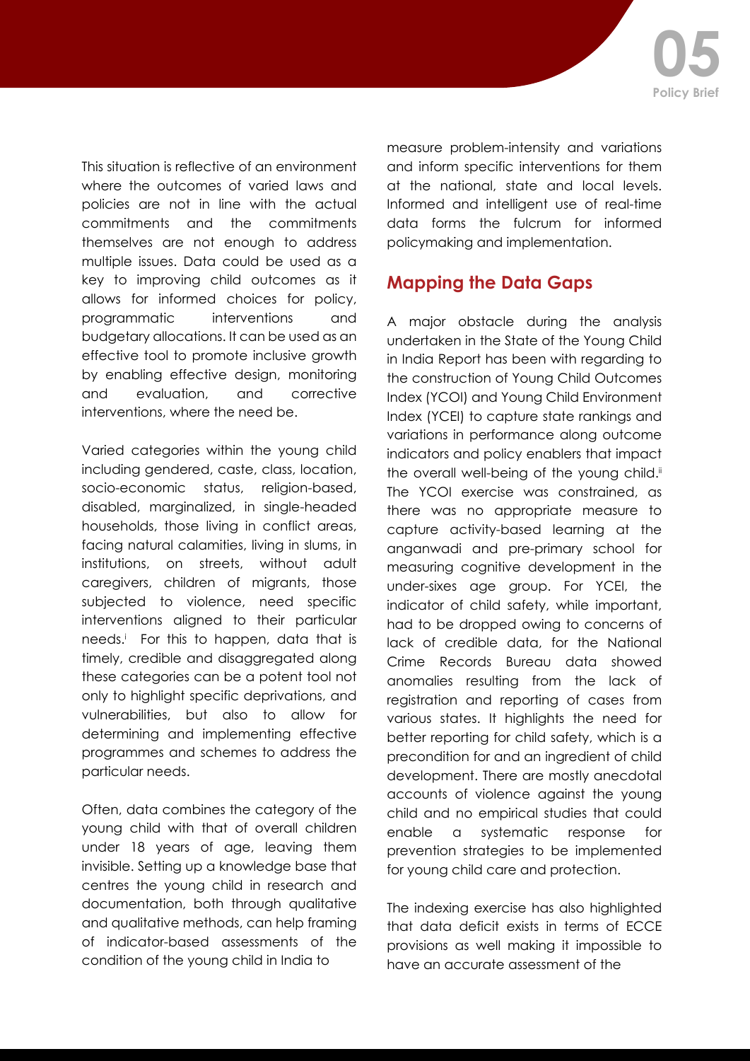This situation is reflective of an environment where the outcomes of varied laws and policies are not in line with the actual commitments and the commitments themselves are not enough to address multiple issues. Data could be used as a key to improving child outcomes as it allows for informed choices for policy, programmatic interventions and budgetary allocations. It can be used as an effective tool to promote inclusive growth by enabling effective design, monitoring and evaluation, and corrective interventions, where the need be.

Varied categories within the young child including gendered, caste, class, location, socio-economic status, religion-based, disabled, marginalized, in single-headed households, those living in conflict areas, facing natural calamities, living in slums, in institutions, on streets, without adult caregivers, children of migrants, those subjected to violence, need specific interventions aligned to their particular needs.[i] For this to happen, data that is timely, credible and disaggregated along these categories can be a potent tool not only to highlight specific deprivations, and vulnerabilities, but also to allow for determining and implementing effective programmes and schemes to address the particular needs.

Often, data combines the category of the young child with that of overall children under 18 years of age, leaving them invisible. Setting up a knowledge base that centres the young child in research and documentation, both through qualitative and qualitative methods, can help framing of indicator-based assessments of the condition of the young child in India to measure problem-intensity and variations and inform specific interventions for them at the national, state and local levels. Informed and intelligent use of real-time data forms the fulcrum for informed policymaking and implementation.

## Mapping the Data Gaps

A major obstacle during the analysis undertaken in the State of the Young Child in India Report has been with regarding to the construction of Young Child Outcomes Index (YCOI) and Young Child Environment Index (YCEI) to capture state rankings and variations in performance along outcome indicators and policy enablers that impact the overall well-being of the young child.[ii] The YCOI exercise was constrained, as there was no appropriate measure to capture activity-based learning at the anganwadi and pre-primary school for measuring cognitive development in the under-sixes age group. For YCEI, the indicator of child safety, while important, had to be dropped owing to concerns of lack of credible data, for the National Crime Records Bureau data showed anomalies resulting from the lack of registration and reporting of cases from various states. It highlights the need for better reporting for child safety, which is a precondition for and an ingredient of child development. There are mostly anecdotal accounts of violence against the young child and no empirical studies that could enable a systematic response for prevention strategies to be implemented for young child care and protection.

The indexing exercise has also highlighted that data deficit exists in terms of ECCE provisions as well making it impossible to have an accurate assessment of the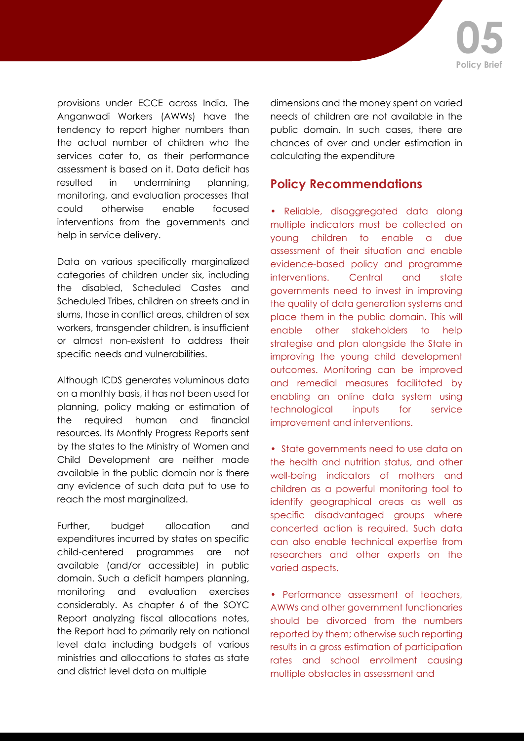provisions under ECCE across India. The Anganwadi Workers (AWWs) have the tendency to report higher numbers than the actual number of children who the services cater to, as their performance assessment is based on it. Data deficit has resulted in undermining planning, monitoring, and evaluation processes that could otherwise enable focused interventions from the governments and help in service delivery.

Data on various specifically marginalized categories of children under six, including the disabled, Scheduled Castes and Scheduled Tribes, children on streets and in slums, those in conflict areas, children of sex workers, transgender children, is insufficient or almost non-existent to address their specific needs and vulnerabilities.

Although ICDS generates voluminous data on a monthly basis, it has not been used for planning, policy making or estimation of the required human and financial resources. Its Monthly Progress Reports sent by the states to the Ministry of Women and Child Development are neither made available in the public domain nor is there any evidence of such data put to use to reach the most marginalized.

Further, budget allocation and expenditures incurred by states on specific child-centered programmes are not available (and/or accessible) in public domain. Such a deficit hampers planning, monitoring and evaluation exercises considerably. As chapter 6 of the SOYC Report analyzing fiscal allocations notes, the Report had to primarily rely on national level data including budgets of various ministries and allocations to states as state and district level data on multiple dimensions and the money spent on varied needs of children are not available in the public domain. In such cases, there are chances of over and under estimation in calculating the expenditure

## Policy Recommendations

- Reliable, disaggregated data along multiple indicators must be collected on young children to enable a due assessment of their situation and enable evidence-based policy and programme interventions. Central and state governments need to invest in improving the quality of data generation systems and place them in the public domain. This will enable other stakeholders to help strategise and plan alongside the State in improving the young child development outcomes. Monitoring can be improved and remedial measures facilitated by enabling an online data system using technological inputs for service improvement and interventions.

- State governments need to use data on the health and nutrition status, and other well-being indicators of mothers and children as a powerful monitoring tool to identify geographical areas as well as specific disadvantaged groups where concerted action is required. Such data can also enable technical expertise from researchers and other experts on the varied aspects.

- Performance assessment of teachers, AWWs and other government functionaries should be divorced from the numbers reported by them; otherwise such reporting results in a gross estimation of participation rates and school enrollment causing multiple obstacles in assessment and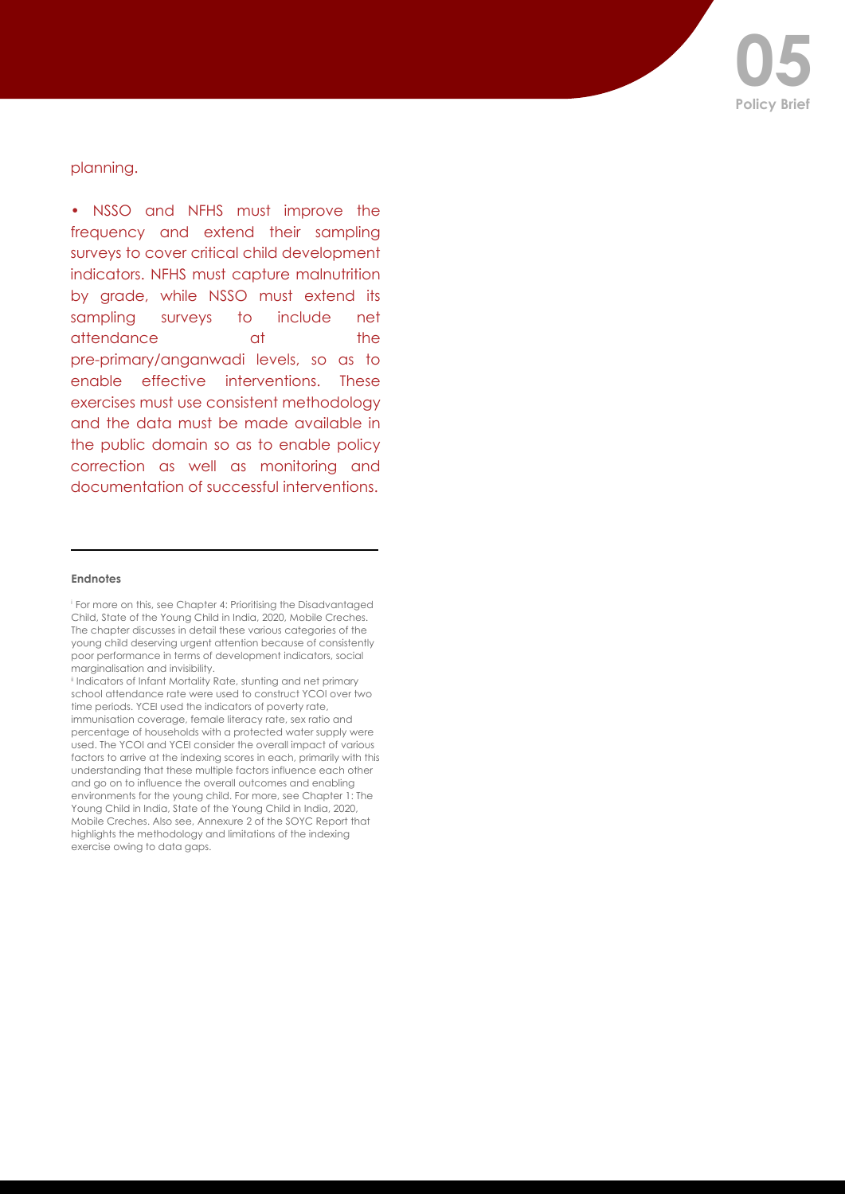planning.

• NSSO and NFHS must improve the frequency and extend their sampling surveys to cover critical child development indicators. NFHS must capture malnutrition by grade, while NSSO must extend its sampling surveys to include net attendance at the pre-primary/anganwadi levels, so as to enable effective interventions. These exercises must use consistent methodology and the data must be made available in the public domain so as to enable policy correction as well as monitoring and documentation of successful interventions.

---

**Endnotes**

[i] For more on this, see Chapter 4: Prioritising the Disadvantaged Child, State of the Young Child in India, 2020, Mobile Creches. The chapter discusses in detail these various categories of the young child deserving urgent attention because of consistently poor performance in terms of development indicators, social marginalisation and invisibility.

[ii] Indicators of Infant Mortality Rate, stunting and net primary school attendance rate were used to construct YCOI over two time periods. YCEI used the indicators of poverty rate, immunisation coverage, female literacy rate, sex ratio and percentage of households with a protected water supply were used. The YCOI and YCEI consider the overall impact of various factors to arrive at the indexing scores in each, primarily with this understanding that these multiple factors influence each other and go on to influence the overall outcomes and enabling environments for the young child. For more, see Chapter 1: The Young Child in India, State of the Young Child in India, 2020, Mobile Creches. Also see, Annexure 2 of the SOYC Report that highlights the methodology and limitations of the indexing exercise owing to data gaps.